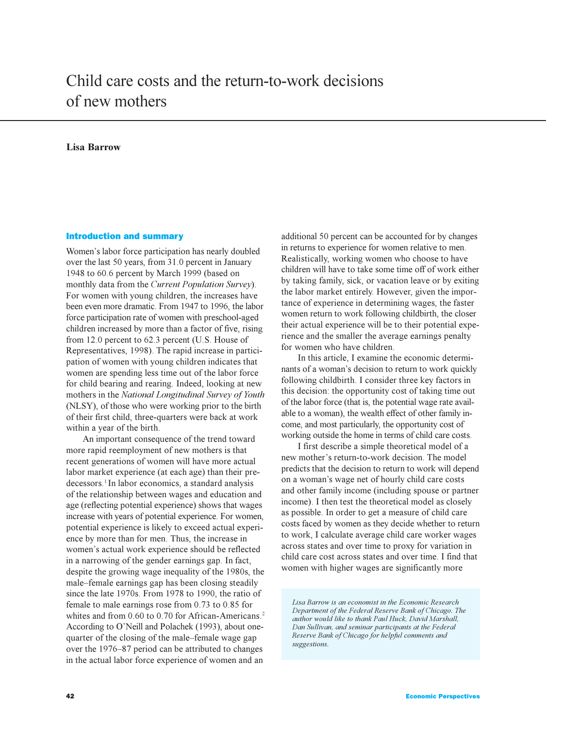# Child care costs and the return-to-work decisions of new mothers

**Lisa Barrow**

## Introduction and summary

Women's labor force participation has nearly doubled over the last 50 years, from 31.0 percent in January 1948 to 60.6 percent by March 1999 (based on monthly data from the *Current Population Survey*). For women with young children, the increases have been even more dramatic. From 1947 to 1996, the labor force participation rate of women with preschool-aged children increased by more than a factor of five, rising from 12.0 percent to 62.3 percent (U.S. House of Representatives, 1998). The rapid increase in participation of women with young children indicates that women are spending less time out of the labor force for child bearing and rearing. Indeed, looking at new mothers in the *National Longitudinal Survey of Youth* (NLSY), of those who were working prior to the birth of their first child, three-quarters were back at work within a year of the birth.

An important consequence of the trend toward more rapid reemployment of new mothers is that recent generations of women will have more actual labor market experience (at each age) than their predecessors.[1] In labor economics, a standard analysis of the relationship between wages and education and age (reflecting potential experience) shows that wages increase with years of potential experience. For women, potential experience is likely to exceed actual experience by more than for men. Thus, the increase in women's actual work experience should be reflected in a narrowing of the gender earnings gap. In fact, despite the growing wage inequality of the 1980s, the male–female earnings gap has been closing steadily since the late 1970s. From 1978 to 1990, the ratio of female to male earnings rose from 0.73 to 0.85 for whites and from 0.60 to 0.70 for African-Americans.[2] According to O'Neill and Polachek (1993), about one-quarter of the closing of the male–female wage gap over the 1976–87 period can be attributed to changes in the actual labor force experience of women and an additional 50 percent can be accounted for by changes in returns to experience for women relative to men. Realistically, working women who choose to have children will have to take some time off of work either by taking family, sick, or vacation leave or by exiting the labor market entirely. However, given the importance of experience in determining wages, the faster women return to work following childbirth, the closer their actual experience will be to their potential experience and the smaller the average earnings penalty for women who have children.

In this article, I examine the economic determinants of a woman's decision to return to work quickly following childbirth. I consider three key factors in this decision: the opportunity cost of taking time out of the labor force (that is, the potential wage rate available to a woman), the wealth effect of other family income, and most particularly, the opportunity cost of working outside the home in terms of child care costs.

I first describe a simple theoretical model of a new mother's return-to-work decision. The model predicts that the decision to return to work will depend on a woman's wage net of hourly child care costs and other family income (including spouse or partner income). I then test the theoretical model as closely as possible. In order to get a measure of child care costs faced by women as they decide whether to return to work, I calculate average child care worker wages across states and over time to proxy for variation in child care cost across states and over time. I find that women with higher wages are significantly more

*Lisa Barrow is an economist in the Economic Research Department of the Federal Reserve Bank of Chicago. The author would like to thank Paul Huck, David Marshall, Dan Sullivan, and seminar participants at the Federal Reserve Bank of Chicago for helpful comments and suggestions.*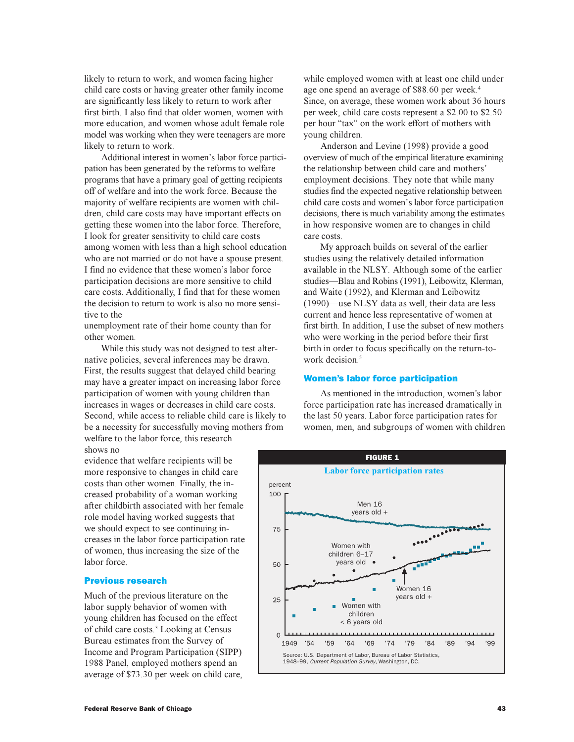likely to return to work, and women facing higher child care costs or having greater other family income are significantly less likely to return to work after first birth. I also find that older women, women with more education, and women whose adult female role model was working when they were teenagers are more likely to return to work.

Additional interest in women's labor force participation has been generated by the reforms to welfare programs that have a primary goal of getting recipients off of welfare and into the work force. Because the majority of welfare recipients are women with children, child care costs may have important effects on getting these women into the labor force. Therefore, I look for greater sensitivity to child care costs among women with less than a high school education who are not married or do not have a spouse present. I find no evidence that these women's labor force participation decisions are more sensitive to child care costs. Additionally, I find that for these women the decision to return to work is also no more sensitive to the unemployment rate of their home county than for other women.

While this study was not designed to test alternative policies, several inferences may be drawn. First, the results suggest that delayed child bearing may have a greater impact on increasing labor force participation of women with young children than increases in wages or decreases in child care costs. Second, while access to reliable child care is likely to be a necessity for successfully moving mothers from welfare to the labor force, this research shows no evidence that welfare recipients will be more responsive to changes in child care costs than other women. Finally, the increased probability of a woman working after childbirth associated with her female role model having worked suggests that we should expect to see continuing increases in the labor force participation rate of women, thus increasing the size of the labor force.

## Previous research

Much of the previous literature on the labor supply behavior of women with young children has focused on the effect of child care costs.[3] Looking at Census Bureau estimates from the Survey of Income and Program Participation (SIPP) 1988 Panel, employed mothers spend an average of $73.30 per week on child care, while employed women with at least one child under age one spend an average of $88.60 per week.[4] Since, on average, these women work about 36 hours per week, child care costs represent a $2.00 to $2.50 per hour "tax" on the work effort of mothers with young children.

Anderson and Levine (1998) provide a good overview of much of the empirical literature examining the relationship between child care and mothers' employment decisions. They note that while many studies find the expected negative relationship between child care costs and women's labor force participation decisions, there is much variability among the estimates in how responsive women are to changes in child care costs.

My approach builds on several of the earlier studies using the relatively detailed information available in the NLSY. Although some of the earlier studies—Blau and Robins (1991), Leibowitz, Klerman, and Waite (1992), and Klerman and Leibowitz (1990)—use NLSY data as well, their data are less current and hence less representative of women at first birth. In addition, I use the subset of new mothers who were working in the period before their first birth in order to focus specifically on the return-to-work decision.[5]

## Women's labor force participation

As mentioned in the introduction, women's labor force participation rate has increased dramatically in the last 50 years. Labor force participation rates for women, men, and subgroups of women with children

**FIGURE 1**

**Labor force participation rates**

Source: U.S. Department of Labor, Bureau of Labor Statistics, 1948–99, *Current Population Survey*, Washington, DC.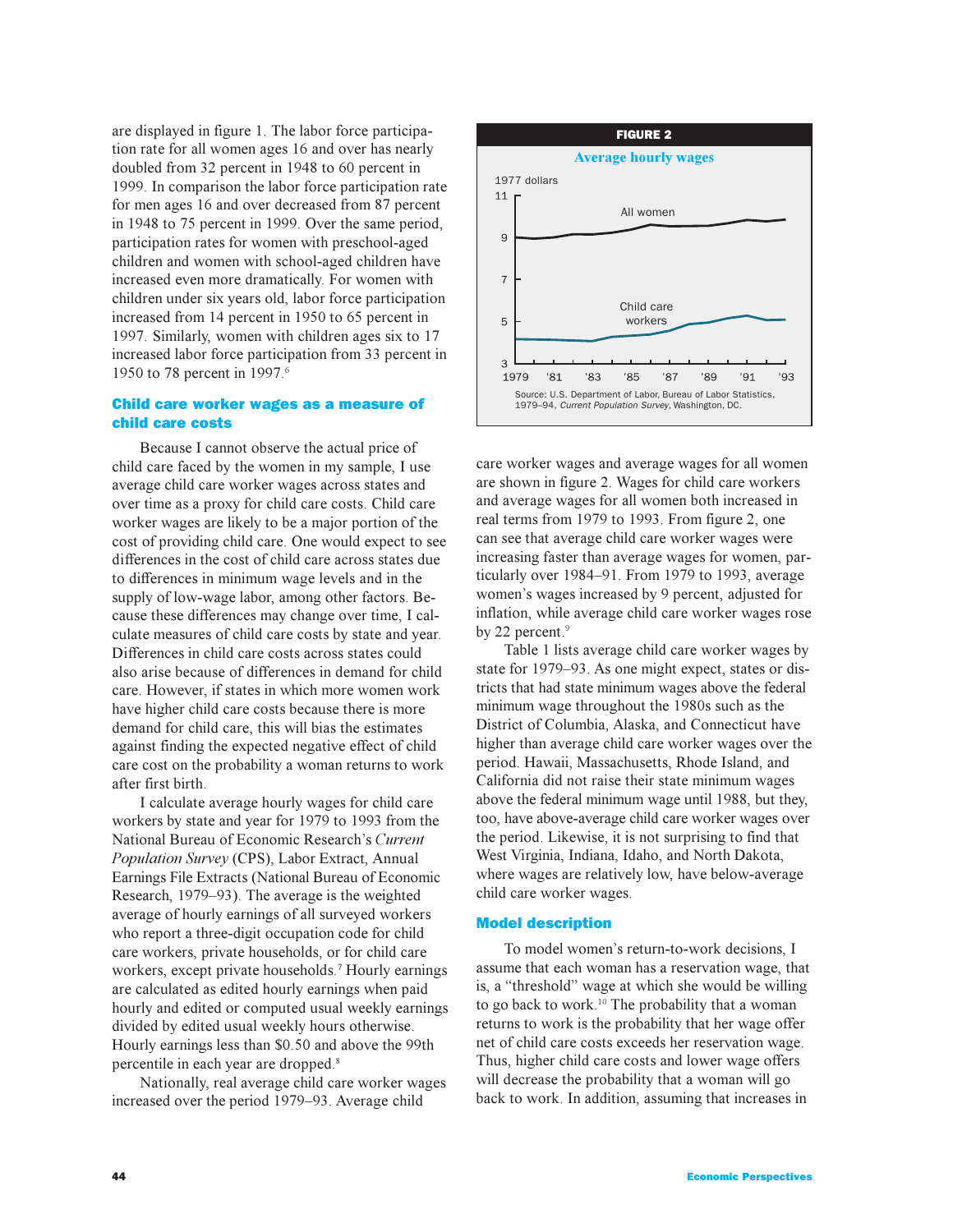are displayed in figure 1. The labor force participation rate for all women ages 16 and over has nearly doubled from 32 percent in 1948 to 60 percent in 1999. In comparison the labor force participation rate for men ages 16 and over decreased from 87 percent in 1948 to 75 percent in 1999. Over the same period, participation rates for women with preschool-aged children and women with school-aged children have increased even more dramatically. For women with children under six years old, labor force participation increased from 14 percent in 1950 to 65 percent in 1997. Similarly, women with children ages six to 17 increased labor force participation from 33 percent in 1950 to 78 percent in 1997.[6]

## Child care worker wages as a measure of child care costs

Because I cannot observe the actual price of child care faced by the women in my sample, I use average child care worker wages across states and over time as a proxy for child care costs. Child care worker wages are likely to be a major portion of the cost of providing child care. One would expect to see differences in the cost of child care across states due to differences in minimum wage levels and in the supply of low-wage labor, among other factors. Because these differences may change over time, I calculate measures of child care costs by state and year. Differences in child care costs across states could also arise because of differences in demand for child care. However, if states in which more women work have higher child care costs because there is more demand for child care, this will bias the estimates against finding the expected negative effect of child care cost on the probability a woman returns to work after first birth.

I calculate average hourly wages for child care workers by state and year for 1979 to 1993 from the National Bureau of Economic Research's *Current Population Survey* (CPS), Labor Extract, Annual Earnings File Extracts (National Bureau of Economic Research, 1979–93). The average is the weighted average of hourly earnings of all surveyed workers who report a three-digit occupation code for child care workers, private households, or for child care workers, except private households.[7] Hourly earnings are calculated as edited hourly earnings when paid hourly and edited or computed usual weekly earnings divided by edited usual weekly hours otherwise. Hourly earnings less than $0.50 and above the 99th percentile in each year are dropped.[8]

Nationally, real average child care worker wages increased over the period 1979–93. Average child care worker wages and average wages for all women are shown in figure 2. Wages for child care workers and average wages for all women both increased in real terms from 1979 to 1993. From figure 2, one can see that average child care worker wages were increasing faster than average wages for women, particularly over 1984–91. From 1979 to 1993, average women's wages increased by 9 percent, adjusted for inflation, while average child care worker wages rose by 22 percent.[9]

**FIGURE 2**

**Average hourly wages**

1977 dollars

Source: U.S. Department of Labor, Bureau of Labor Statistics, 1979–94, *Current Population Survey*, Washington, DC.

Table 1 lists average child care worker wages by state for 1979–93. As one might expect, states or districts that had state minimum wages above the federal minimum wage throughout the 1980s such as the District of Columbia, Alaska, and Connecticut have higher than average child care worker wages over the period. Hawaii, Massachusetts, Rhode Island, and California did not raise their state minimum wages above the federal minimum wage until 1988, but they, too, have above-average child care worker wages over the period. Likewise, it is not surprising to find that West Virginia, Indiana, Idaho, and North Dakota, where wages are relatively low, have below-average child care worker wages.

## Model description

To model women's return-to-work decisions, I assume that each woman has a reservation wage, that is, a "threshold" wage at which she would be willing to go back to work.[10] The probability that a woman returns to work is the probability that her wage offer net of child care costs exceeds her reservation wage. Thus, higher child care costs and lower wage offers will decrease the probability that a woman will go back to work. In addition, assuming that increases in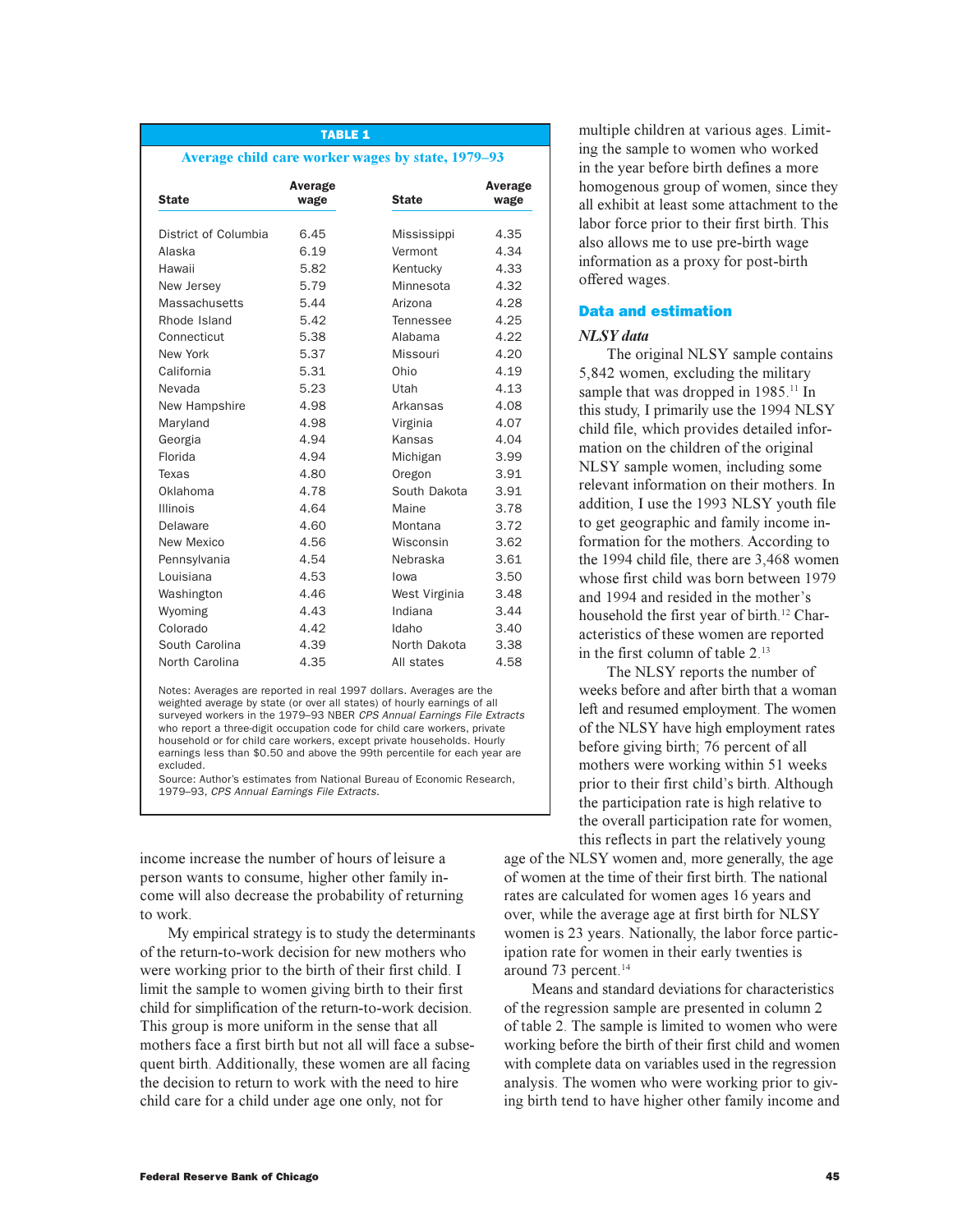**TABLE 1**

**Average child care worker wages by state, 1979–93**

| State | Average wage | State | Average wage |
|---|---|---|---|
| District of Columbia | 6.45 | Mississippi | 4.35 |
| Alaska | 6.19 | Vermont | 4.34 |
| Hawaii | 5.82 | Kentucky | 4.33 |
| New Jersey | 5.79 | Minnesota | 4.32 |
| Massachusetts | 5.44 | Arizona | 4.28 |
| Rhode Island | 5.42 | Tennessee | 4.25 |
| Connecticut | 5.38 | Alabama | 4.22 |
| New York | 5.37 | Missouri | 4.20 |
| California | 5.31 | Ohio | 4.19 |
| Nevada | 5.23 | Utah | 4.13 |
| New Hampshire | 4.98 | Arkansas | 4.08 |
| Maryland | 4.98 | Virginia | 4.07 |
| Georgia | 4.94 | Kansas | 4.04 |
| Florida | 4.94 | Michigan | 3.99 |
| Texas | 4.80 | Oregon | 3.91 |
| Oklahoma | 4.78 | South Dakota | 3.91 |
| Illinois | 4.64 | Maine | 3.78 |
| Delaware | 4.60 | Montana | 3.72 |
| New Mexico | 4.56 | Wisconsin | 3.62 |
| Pennsylvania | 4.54 | Nebraska | 3.61 |
| Louisiana | 4.53 | Iowa | 3.50 |
| Washington | 4.46 | West Virginia | 3.48 |
| Wyoming | 4.43 | Indiana | 3.44 |
| Colorado | 4.42 | Idaho | 3.40 |
| South Carolina | 4.39 | North Dakota | 3.38 |
| North Carolina | 4.35 | All states | 4.58 |

Notes: Averages are reported in real 1997 dollars. Averages are the weighted average by state (or over all states) of hourly earnings of all surveyed workers in the 1979–93 NBER *CPS Annual Earnings File Extracts* who report a three-digit occupation code for child care workers, private household or for child care workers, except private households. Hourly earnings less than $0.50 and above the 99th percentile for each year are excluded.
Source: Author's estimates from National Bureau of Economic Research, 1979–93, *CPS Annual Earnings File Extracts*.

income increase the number of hours of leisure a person wants to consume, higher other family income will also decrease the probability of returning to work.

My empirical strategy is to study the determinants of the return-to-work decision for new mothers who were working prior to the birth of their first child. I limit the sample to women giving birth to their first child for simplification of the return-to-work decision. This group is more uniform in the sense that all mothers face a first birth but not all will face a subsequent birth. Additionally, these women are all facing the decision to return to work with the need to hire child care for a child under age one only, not for multiple children at various ages. Limiting the sample to women who worked in the year before birth defines a more homogenous group of women, since they all exhibit at least some attachment to the labor force prior to their first birth. This also allows me to use pre-birth wage information as a proxy for post-birth offered wages.

## Data and estimation

### *NLSY data*

The original NLSY sample contains 5,842 women, excluding the military sample that was dropped in 1985.[11] In this study, I primarily use the 1994 NLSY child file, which provides detailed information on the children of the original NLSY sample women, including some relevant information on their mothers. In addition, I use the 1993 NLSY youth file to get geographic and family income information for the mothers. According to the 1994 child file, there are 3,468 women whose first child was born between 1979 and 1994 and resided in the mother's household the first year of birth.[12] Characteristics of these women are reported in the first column of table 2.[13]

The NLSY reports the number of weeks before and after birth that a woman left and resumed employment. The women of the NLSY have high employment rates before giving birth; 76 percent of all mothers were working within 51 weeks prior to their first child's birth. Although the participation rate is high relative to the overall participation rate for women, this reflects in part the relatively young age of the NLSY women and, more generally, the age of women at the time of their first birth. The national rates are calculated for women ages 16 years and over, while the average age at first birth for NLSY women is 23 years. Nationally, the labor force participation rate for women in their early twenties is around 73 percent.[14]

Means and standard deviations for characteristics of the regression sample are presented in column 2 of table 2. The sample is limited to women who were working before the birth of their first child and women with complete data on variables used in the regression analysis. The women who were working prior to giving birth tend to have higher other family income and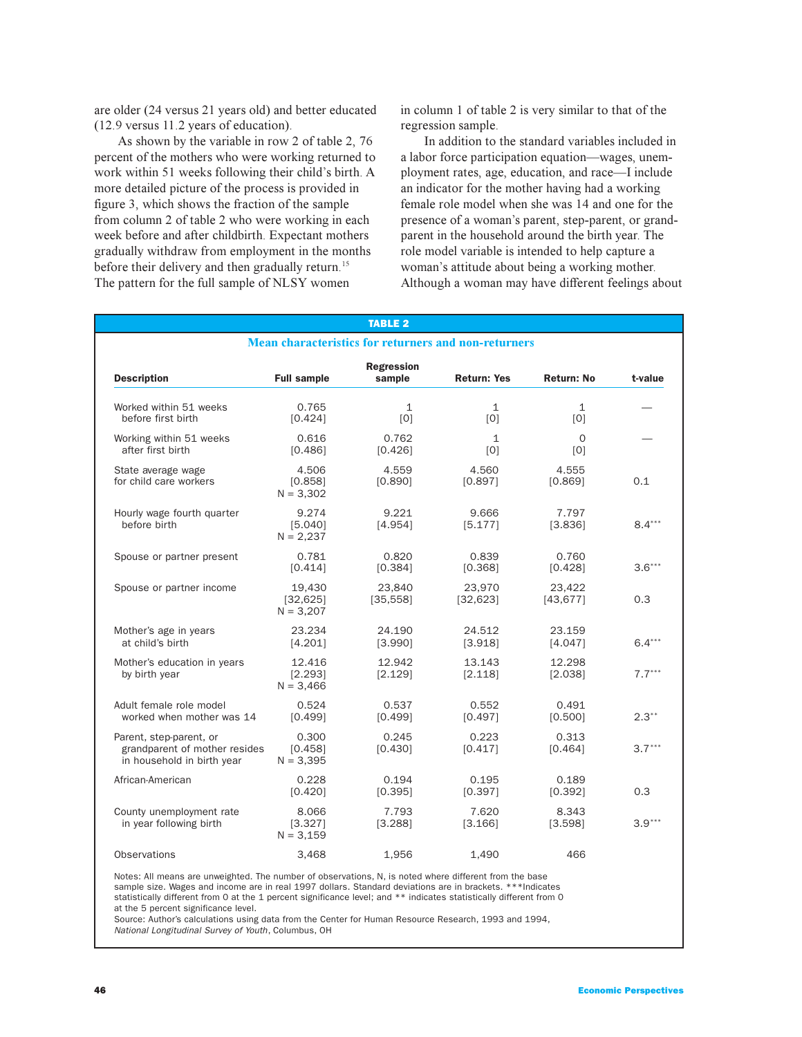are older (24 versus 21 years old) and better educated (12.9 versus 11.2 years of education).

As shown by the variable in row 2 of table 2, 76 percent of the mothers who were working returned to work within 51 weeks following their child's birth. A more detailed picture of the process is provided in figure 3, which shows the fraction of the sample from column 2 of table 2 who were working in each week before and after childbirth. Expectant mothers gradually withdraw from employment in the months before their delivery and then gradually return.[15] The pattern for the full sample of NLSY women in column 1 of table 2 is very similar to that of the regression sample.

In addition to the standard variables included in a labor force participation equation—wages, unemployment rates, age, education, and race—I include an indicator for the mother having had a working female role model when she was 14 and one for the presence of a woman's parent, step-parent, or grandparent in the household around the birth year. The role model variable is intended to help capture a woman's attitude about being a working mother. Although a woman may have different feelings about

**TABLE 2**

**Mean characteristics for returners and non-returners**

| Description | Full sample | Regression sample | Return: Yes | Return: No | t-value |
|---|---|---|---|---|---|
| Worked within 51 weeks before first birth | 0.765 [0.424] | 1 [0] | 1 [0] | 1 [0] | — |
| Working within 51 weeks after first birth | 0.616 [0.486] | 0.762 [0.426] | 1 [0] | 0 [0] | — |
| State average wage for child care workers | 4.506 [0.858] N = 3,302 | 4.559 [0.890] | 4.560 [0.897] | 4.555 [0.869] | 0.1 |
| Hourly wage fourth quarter before birth | 9.274 [5.040] N = 2,237 | 9.221 [4.954] | 9.666 [5.177] | 7.797 [3.836] | 8.4*** |
| Spouse or partner present | 0.781 [0.414] | 0.820 [0.384] | 0.839 [0.368] | 0.760 [0.428] | 3.6*** |
| Spouse or partner income | 19,430 [32,625] N = 3,207 | 23,840 [35,558] | 23,970 [32,623] | 23,422 [43,677] | 0.3 |
| Mother's age in years at child's birth | 23.234 [4.201] | 24.190 [3.990] | 24.512 [3.918] | 23.159 [4.047] | 6.4*** |
| Mother's education in years by birth year | 12.416 [2.293] N = 3,466 | 12.942 [2.129] | 13.143 [2.118] | 12.298 [2.038] | 7.7*** |
| Adult female role model worked when mother was 14 | 0.524 [0.499] | 0.537 [0.499] | 0.552 [0.497] | 0.491 [0.500] | 2.3** |
| Parent, step-parent, or grandparent of mother resides in household in birth year | 0.300 [0.458] N = 3,395 | 0.245 [0.430] | 0.223 [0.417] | 0.313 [0.464] | 3.7*** |
| African-American | 0.228 [0.420] | 0.194 [0.395] | 0.195 [0.397] | 0.189 [0.392] | 0.3 |
| County unemployment rate in year following birth | 8.066 [3.327] N = 3,159 | 7.793 [3.288] | 7.620 [3.166] | 8.343 [3.598] | 3.9*** |
| Observations | 3,468 | 1,956 | 1,490 | 466 | |

Notes: All means are unweighted. The number of observations, N, is noted where different from the base sample size. Wages and income are in real 1997 dollars. Standard deviations are in brackets. ***Indicates statistically different from 0 at the 1 percent significance level; and ** indicates statistically different from 0 at the 5 percent significance level.

Source: Author's calculations using data from the Center for Human Resource Research, 1993 and 1994, *National Longitudinal Survey of Youth*, Columbus, OH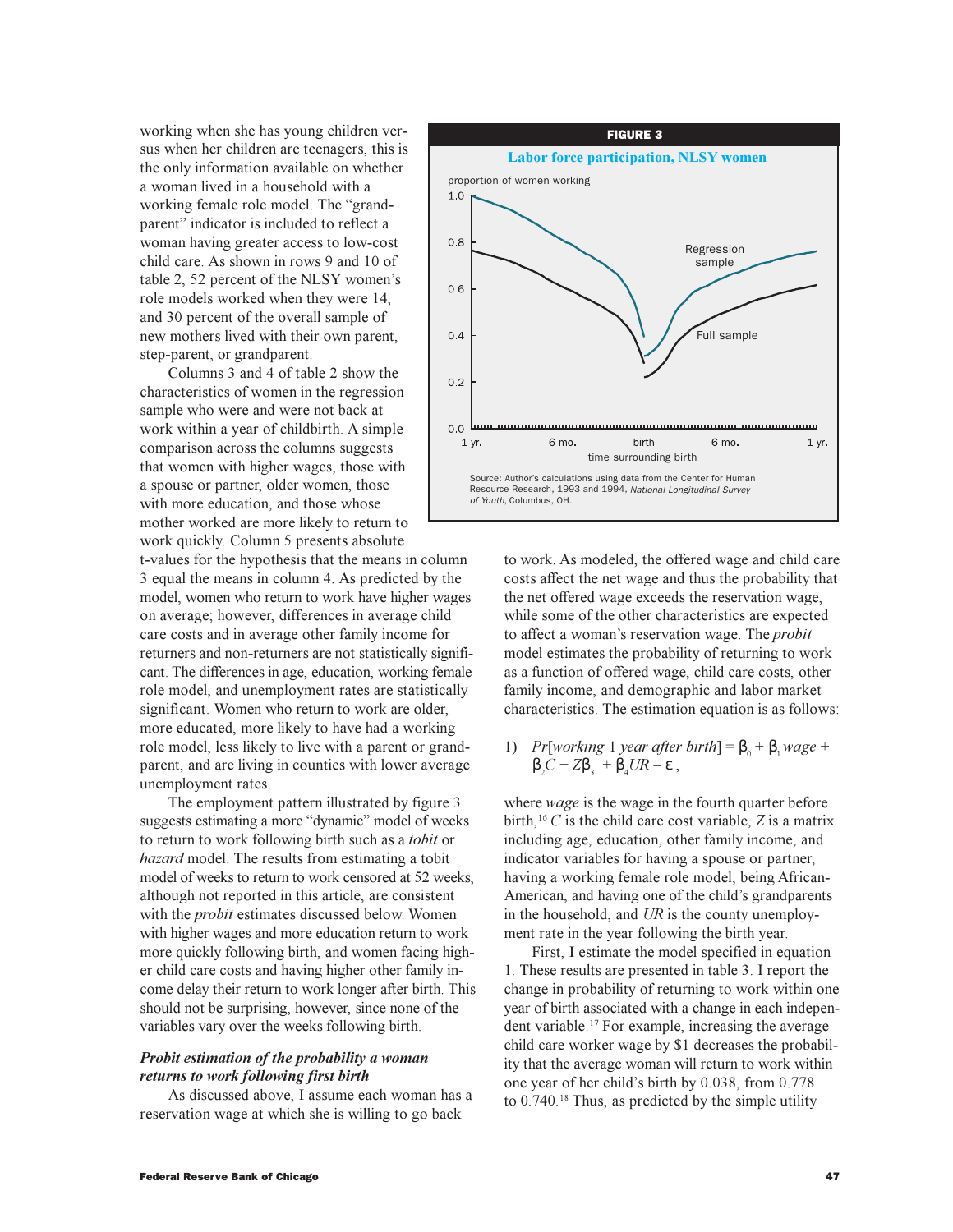working when she has young children versus when her children are teenagers, this is the only information available on whether a woman lived in a household with a working female role model. The "grandparent" indicator is included to reflect a woman having greater access to low-cost child care. As shown in rows 9 and 10 of table 2, 52 percent of the NLSY women's role models worked when they were 14, and 30 percent of the overall sample of new mothers lived with their own parent, step-parent, or grandparent.

Columns 3 and 4 of table 2 show the characteristics of women in the regression sample who were and were not back at work within a year of childbirth. A simple comparison across the columns suggests that women with higher wages, those with a spouse or partner, older women, those with more education, and those whose mother worked are more likely to return to work quickly. Column 5 presents absolute t-values for the hypothesis that the means in column 3 equal the means in column 4. As predicted by the model, women who return to work have higher wages on average; however, differences in average child care costs and in average other family income for returners and non-returners are not statistically significant. The differences in age, education, working female role model, and unemployment rates are statistically significant. Women who return to work are older, more educated, more likely to have had a working role model, less likely to live with a parent or grandparent, and are living in counties with lower average unemployment rates.

The employment pattern illustrated by figure 3 suggests estimating a more "dynamic" model of weeks to return to work following birth such as a *tobit* or *hazard* model. The results from estimating a tobit model of weeks to return to work censored at 52 weeks, although not reported in this article, are consistent with the *probit* estimates discussed below. Women with higher wages and more education return to work more quickly following birth, and women facing higher child care costs and having higher other family income delay their return to work longer after birth. This should not be surprising, however, since none of the variables vary over the weeks following birth.

**FIGURE 3**

**Labor force participation, NLSY women**

Source: Author's calculations using data from the Center for Human Resource Research, 1993 and 1994, *National Longitudinal Survey of Youth*, Columbus, OH.

### *Probit estimation of the probability a woman returns to work following first birth*

As discussed above, I assume each woman has a reservation wage at which she is willing to go back to work. As modeled, the offered wage and child care costs affect the net wage and thus the probability that the net offered wage exceeds the reservation wage, while some of the other characteristics are expected to affect a woman's reservation wage. The *probit* model estimates the probability of returning to work as a function of offered wage, child care costs, other family income, and demographic and labor market characteristics. The estimation equation is as follows:

$$1)\quad Pr[\textit{working 1 year after birth}] = \beta_0 + \beta_1 \textit{wage} + \beta_2 C + Z\beta_3 + \beta_4 UR - \varepsilon,$$

where *wage* is the wage in the fourth quarter before birth,[16] $C$ is the child care cost variable, $Z$ is a matrix including age, education, other family income, and indicator variables for having a spouse or partner, having a working female role model, being African-American, and having one of the child's grandparents in the household, and $UR$ is the county unemployment rate in the year following the birth year.

First, I estimate the model specified in equation 1. These results are presented in table 3. I report the change in probability of returning to work within one year of birth associated with a change in each independent variable.[17] For example, increasing the average child care worker wage by $1 decreases the probability that the average woman will return to work within one year of her child's birth by 0.038, from 0.778 to 0.740.[18] Thus, as predicted by the simple utility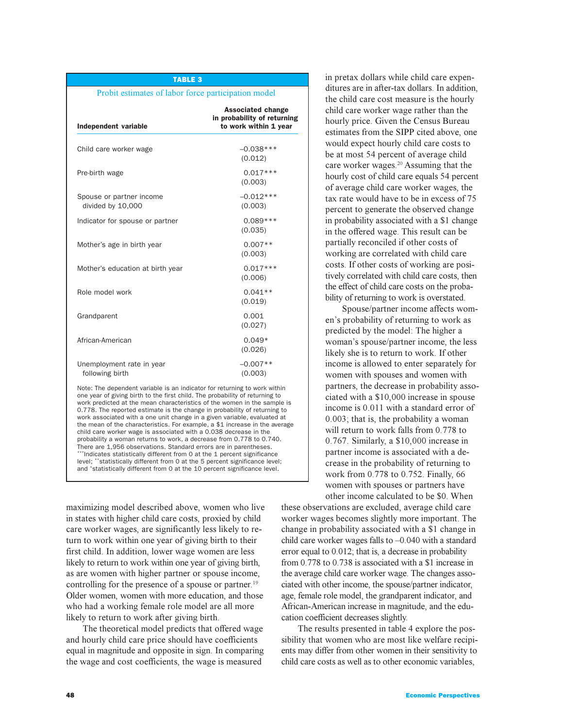**TABLE 3**

Probit estimates of labor force participation model

| Independent variable | Associated change in probability of returning to work within 1 year |
|---|---|
| Child care worker wage | –0.038*** (0.012) |
| Pre-birth wage | 0.017*** (0.003) |
| Spouse or partner income divided by 10,000 | –0.012*** (0.003) |
| Indicator for spouse or partner | 0.089*** (0.035) |
| Mother's age in birth year | 0.007** (0.003) |
| Mother's education at birth year | 0.017*** (0.006) |
| Role model work | 0.041** (0.019) |
| Grandparent | 0.001 (0.027) |
| African-American | 0.049* (0.026) |
| Unemployment rate in year following birth | –0.007** (0.003) |

Note: The dependent variable is an indicator for returning to work within one year of giving birth to the first child. The probability of returning to work predicted at the mean characteristics of the women in the sample is 0.778. The reported estimate is the change in probability of returning to work associated with a one unit change in a given variable, evaluated at the mean of the characteristics. For example, a $1 increase in the average child care worker wage is associated with a 0.038 decrease in the probability a woman returns to work, a decrease from 0.778 to 0.740. There are 1,956 observations. Standard errors are in parentheses. ***Indicates statistically different from 0 at the 1 percent significance level; **statistically different from 0 at the 5 percent significance level; and *statistically different from 0 at the 10 percent significance level.

maximizing model described above, women who live in states with higher child care costs, proxied by child care worker wages, are significantly less likely to return to work within one year of giving birth to their first child. In addition, lower wage women are less likely to return to work within one year of giving birth, as are women with higher partner or spouse income, controlling for the presence of a spouse or partner.[19] Older women, women with more education, and those who had a working female role model are all more likely to return to work after giving birth.

The theoretical model predicts that offered wage and hourly child care price should have coefficients equal in magnitude and opposite in sign. In comparing the wage and cost coefficients, the wage is measured in pretax dollars while child care expenditures are in after-tax dollars. In addition, the child care cost measure is the hourly child care worker wage rather than the hourly price. Given the Census Bureau estimates from the SIPP cited above, one would expect hourly child care costs to be at most 54 percent of average child care worker wages.[20] Assuming that the hourly cost of child care equals 54 percent of average child care worker wages, the tax rate would have to be in excess of 75 percent to generate the observed change in probability associated with a $1 change in the offered wage. This result can be partially reconciled if other costs of working are correlated with child care costs. If other costs of working are positively correlated with child care costs, then the effect of child care costs on the probability of returning to work is overstated.

Spouse/partner income affects women's probability of returning to work as predicted by the model: The higher a woman's spouse/partner income, the less likely she is to return to work. If other income is allowed to enter separately for women with spouses and women with partners, the decrease in probability associated with a $10,000 increase in spouse income is 0.011 with a standard error of 0.003; that is, the probability a woman will return to work falls from 0.778 to 0.767. Similarly, a $10,000 increase in partner income is associated with a decrease in the probability of returning to work from 0.778 to 0.752. Finally, 66 women with spouses or partners have other income calculated to be $0. When these observations are excluded, average child care worker wages becomes slightly more important. The change in probability associated with a $1 change in child care worker wages falls to –0.040 with a standard error equal to 0.012; that is, a decrease in probability from 0.778 to 0.738 is associated with a $1 increase in the average child care worker wage. The changes associated with other income, the spouse/partner indicator, age, female role model, the grandparent indicator, and African-American increase in magnitude, and the education coefficient decreases slightly.

The results presented in table 4 explore the possibility that women who are most like welfare recipients may differ from other women in their sensitivity to child care costs as well as to other economic variables,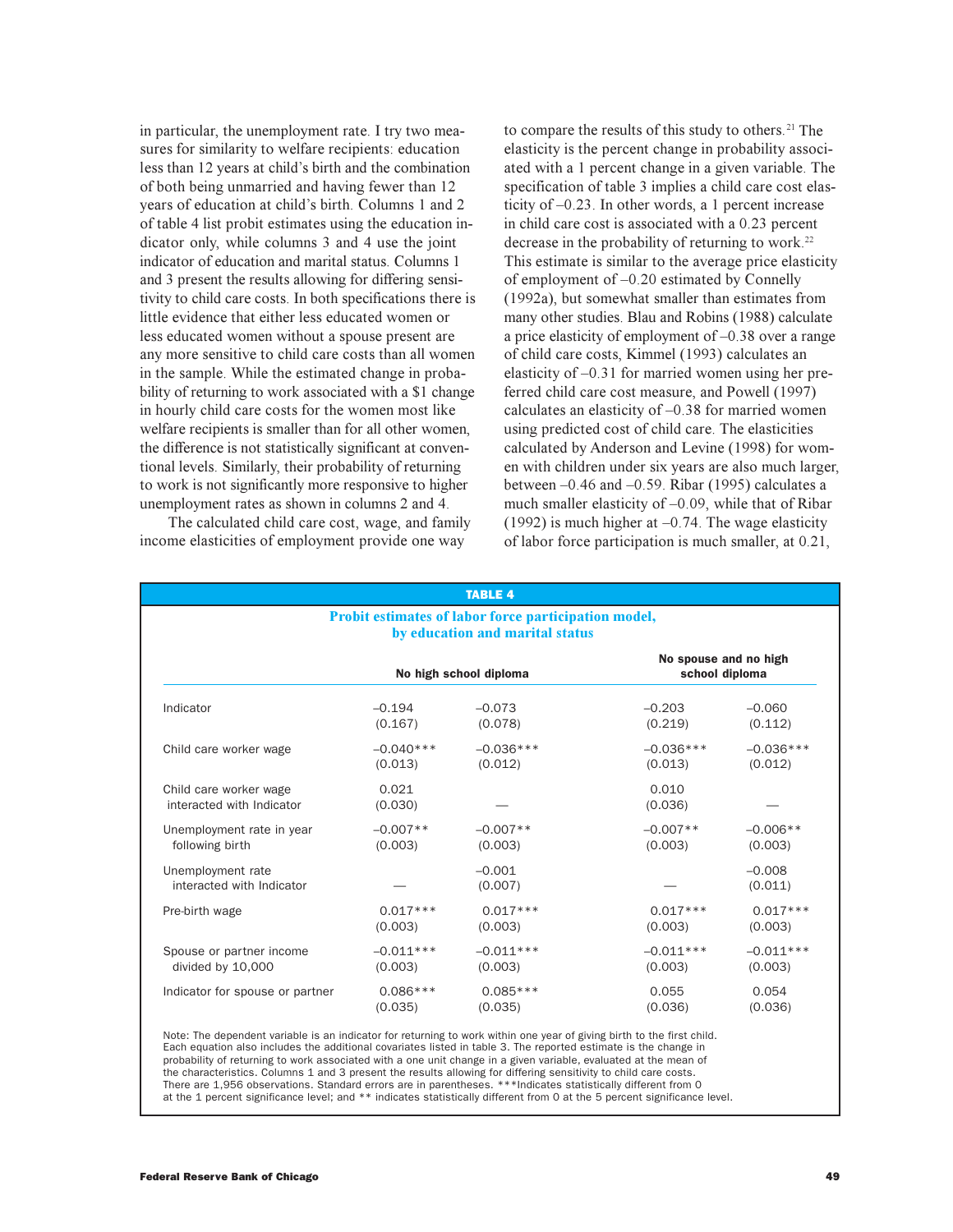in particular, the unemployment rate. I try two measures for similarity to welfare recipients: education less than 12 years at child's birth and the combination of both being unmarried and having fewer than 12 years of education at child's birth. Columns 1 and 2 of table 4 list probit estimates using the education indicator only, while columns 3 and 4 use the joint indicator of education and marital status. Columns 1 and 3 present the results allowing for differing sensitivity to child care costs. In both specifications there is little evidence that either less educated women or less educated women without a spouse present are any more sensitive to child care costs than all women in the sample. While the estimated change in probability of returning to work associated with a $1 change in hourly child care costs for the women most like welfare recipients is smaller than for all other women, the difference is not statistically significant at conventional levels. Similarly, their probability of returning to work is not significantly more responsive to higher unemployment rates as shown in columns 2 and 4.

The calculated child care cost, wage, and family income elasticities of employment provide one way to compare the results of this study to others.[21] The elasticity is the percent change in probability associated with a 1 percent change in a given variable. The specification of table 3 implies a child care cost elasticity of –0.23. In other words, a 1 percent increase in child care cost is associated with a 0.23 percent decrease in the probability of returning to work.[22] This estimate is similar to the average price elasticity of employment of –0.20 estimated by Connelly (1992a), but somewhat smaller than estimates from many other studies. Blau and Robins (1988) calculate a price elasticity of employment of –0.38 over a range of child care costs, Kimmel (1993) calculates an elasticity of –0.31 for married women using her preferred child care cost measure, and Powell (1997) calculates an elasticity of –0.38 for married women using predicted cost of child care. The elasticities calculated by Anderson and Levine (1998) for women with children under six years are also much larger, between –0.46 and –0.59. Ribar (1995) calculates a much smaller elasticity of –0.09, while that of Ribar (1992) is much higher at –0.74. The wage elasticity of labor force participation is much smaller, at 0.21,

**TABLE 4**

**Probit estimates of labor force participation model, by education and marital status**

| | No high school diploma | | No spouse and no high school diploma | |
|---|---|---|---|---|
| Indicator | –0.194 (0.167) | –0.073 (0.078) | –0.203 (0.219) | –0.060 (0.112) |
| Child care worker wage | –0.040*** (0.013) | –0.036*** (0.012) | –0.036*** (0.013) | –0.036*** (0.012) |
| Child care worker wage interacted with Indicator | 0.021 (0.030) | — | 0.010 (0.036) | — |
| Unemployment rate in year following birth | –0.007** (0.003) | –0.007** (0.003) | –0.007** (0.003) | –0.006** (0.003) |
| Unemployment rate interacted with Indicator | — | –0.001 (0.007) | — | –0.008 (0.011) |
| Pre-birth wage | 0.017*** (0.003) | 0.017*** (0.003) | 0.017*** (0.003) | 0.017*** (0.003) |
| Spouse or partner income divided by 10,000 | –0.011*** (0.003) | –0.011*** (0.003) | –0.011*** (0.003) | –0.011*** (0.003) |
| Indicator for spouse or partner | 0.086*** (0.035) | 0.085*** (0.035) | 0.055 (0.036) | 0.054 (0.036) |

Note: The dependent variable is an indicator for returning to work within one year of giving birth to the first child. Each equation also includes the additional covariates listed in table 3. The reported estimate is the change in probability of returning to work associated with a one unit change in a given variable, evaluated at the mean of the characteristics. Columns 1 and 3 present the results allowing for differing sensitivity to child care costs. There are 1,956 observations. Standard errors are in parentheses. ***Indicates statistically different from 0 at the 1 percent significance level; and ** indicates statistically different from 0 at the 5 percent significance level.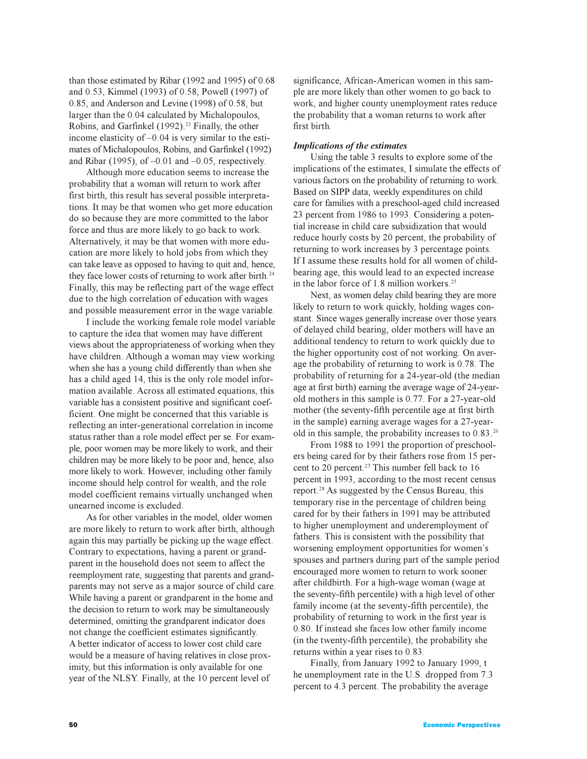than those estimated by Ribar (1992 and 1995) of 0.68 and 0.53, Kimmel (1993) of 0.58, Powell (1997) of 0.85, and Anderson and Levine (1998) of 0.58, but larger than the 0.04 calculated by Michalopoulos, Robins, and Garfinkel (1992).[23] Finally, the other income elasticity of –0.04 is very similar to the estimates of Michalopoulos, Robins, and Garfinkel (1992) and Ribar (1995), of –0.01 and –0.05, respectively.

Although more education seems to increase the probability that a woman will return to work after first birth, this result has several possible interpretations. It may be that women who get more education do so because they are more committed to the labor force and thus are more likely to go back to work. Alternatively, it may be that women with more education are more likely to hold jobs from which they can take leave as opposed to having to quit and, hence, they face lower costs of returning to work after birth.[24] Finally, this may be reflecting part of the wage effect due to the high correlation of education with wages and possible measurement error in the wage variable.

I include the working female role model variable to capture the idea that women may have different views about the appropriateness of working when they have children. Although a woman may view working when she has a young child differently than when she has a child aged 14, this is the only role model information available. Across all estimated equations, this variable has a consistent positive and significant coefficient. One might be concerned that this variable is reflecting an inter-generational correlation in income status rather than a role model effect per se. For example, poor women may be more likely to work, and their children may be more likely to be poor and, hence, also more likely to work. However, including other family income should help control for wealth, and the role model coefficient remains virtually unchanged when unearned income is excluded.

As for other variables in the model, older women are more likely to return to work after birth, although again this may partially be picking up the wage effect. Contrary to expectations, having a parent or grandparent in the household does not seem to affect the reemployment rate, suggesting that parents and grandparents may not serve as a major source of child care. While having a parent or grandparent in the home and the decision to return to work may be simultaneously determined, omitting the grandparent indicator does not change the coefficient estimates significantly. A better indicator of access to lower cost child care would be a measure of having relatives in close proximity, but this information is only available for one year of the NLSY. Finally, at the 10 percent level of significance, African-American women in this sample are more likely than other women to go back to work, and higher county unemployment rates reduce the probability that a woman returns to work after first birth.

### *Implications of the estimates*

Using the table 3 results to explore some of the implications of the estimates, I simulate the effects of various factors on the probability of returning to work. Based on SIPP data, weekly expenditures on child care for families with a preschool-aged child increased 23 percent from 1986 to 1993. Considering a potential increase in child care subsidization that would reduce hourly costs by 20 percent, the probability of returning to work increases by 3 percentage points. If I assume these results hold for all women of childbearing age, this would lead to an expected increase in the labor force of 1.8 million workers.[25]

Next, as women delay child bearing they are more likely to return to work quickly, holding wages constant. Since wages generally increase over those years of delayed child bearing, older mothers will have an additional tendency to return to work quickly due to the higher opportunity cost of not working. On average the probability of returning to work is 0.78. The probability of returning for a 24-year-old (the median age at first birth) earning the average wage of 24-year-old mothers in this sample is 0.77. For a 27-year-old mother (the seventy-fifth percentile age at first birth in the sample) earning average wages for a 27-year-old in this sample, the probability increases to 0.83.[26]

From 1988 to 1991 the proportion of preschoolers being cared for by their fathers rose from 15 percent to 20 percent.[27] This number fell back to 16 percent in 1993, according to the most recent census report.[28] As suggested by the Census Bureau, this temporary rise in the percentage of children being cared for by their fathers in 1991 may be attributed to higher unemployment and underemployment of fathers. This is consistent with the possibility that worsening employment opportunities for women's spouses and partners during part of the sample period encouraged more women to return to work sooner after childbirth. For a high-wage woman (wage at the seventy-fifth percentile) with a high level of other family income (at the seventy-fifth percentile), the probability of returning to work in the first year is 0.80. If instead she faces low other family income (in the twenty-fifth percentile), the probability she returns within a year rises to 0.83.

Finally, from January 1992 to January 1999, the unemployment rate in the U.S. dropped from 7.3 percent to 4.3 percent. The probability the average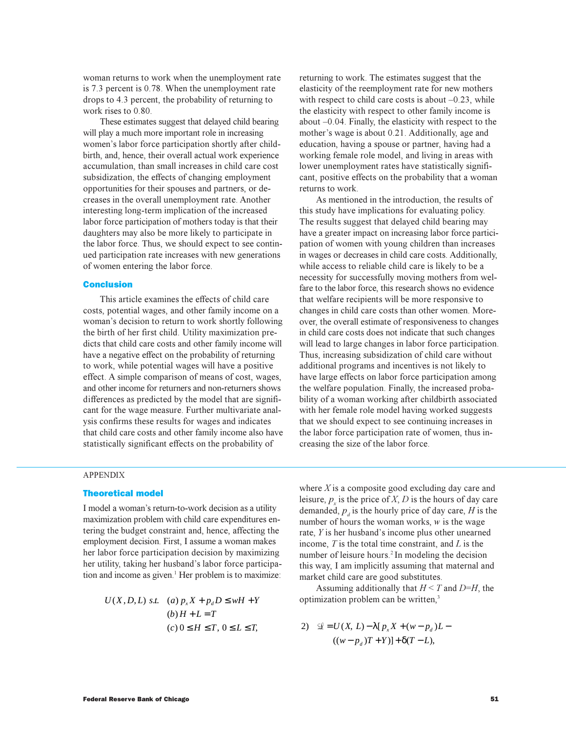woman returns to work when the unemployment rate is 7.3 percent is 0.78. When the unemployment rate drops to 4.3 percent, the probability of returning to work rises to 0.80.

These estimates suggest that delayed child bearing will play a much more important role in increasing women's labor force participation shortly after childbirth, and, hence, their overall actual work experience accumulation, than small increases in child care cost subsidization, the effects of changing employment opportunities for their spouses and partners, or decreases in the overall unemployment rate. Another interesting long-term implication of the increased labor force participation of mothers today is that their daughters may also be more likely to participate in the labor force. Thus, we should expect to see continued participation rate increases with new generations of women entering the labor force.

## Conclusion

This article examines the effects of child care costs, potential wages, and other family income on a woman's decision to return to work shortly following the birth of her first child. Utility maximization predicts that child care costs and other family income will have a negative effect on the probability of returning to work, while potential wages will have a positive effect. A simple comparison of means of cost, wages, and other income for returners and non-returners shows differences as predicted by the model that are significant for the wage measure. Further multivariate analysis confirms these results for wages and indicates that child care costs and other family income also have statistically significant effects on the probability of returning to work. The estimates suggest that the elasticity of the reemployment rate for new mothers with respect to child care costs is about –0.23, while the elasticity with respect to other family income is about –0.04. Finally, the elasticity with respect to the mother's wage is about 0.21. Additionally, age and education, having a spouse or partner, having had a working female role model, and living in areas with lower unemployment rates have statistically significant, positive effects on the probability that a woman returns to work.

As mentioned in the introduction, the results of this study have implications for evaluating policy. The results suggest that delayed child bearing may have a greater impact on increasing labor force participation of women with young children than increases in wages or decreases in child care costs. Additionally, while access to reliable child care is likely to be a necessity for successfully moving mothers from welfare to the labor force, this research shows no evidence that welfare recipients will be more responsive to changes in child care costs than other women. Moreover, the overall estimate of responsiveness to changes in child care costs does not indicate that such changes will lead to large changes in labor force participation. Thus, increasing subsidization of child care without additional programs and incentives is not likely to have large effects on labor force participation among the welfare population. Finally, the increased probability of a woman working after childbirth associated with her female role model having worked suggests that we should expect to see continuing increases in the labor force participation rate of women, thus increasing the size of the labor force.

---

APPENDIX

## Theoretical model

I model a woman's return-to-work decision as a utility maximization problem with child care expenditures entering the budget constraint and, hence, affecting the employment decision. First, I assume a woman makes her labor force participation decision by maximizing her utility, taking her husband's labor force participation and income as given.[1] Her problem is to maximize:

$$U(X, D, L) \text{ s.t. } \begin{array}{l} (a)\ p_x X + p_d D \leq wH + Y \\ (b)\ H + L = T \\ (c)\ 0 \leq H \leq T,\ 0 \leq L \leq T, \end{array}$$

where $X$ is a composite good excluding day care and leisure, $p_x$ is the price of $X$, $D$ is the hours of day care demanded, $p_d$ is the hourly price of day care, $H$ is the number of hours the woman works, $w$ is the wage rate, $Y$ is her husband's income plus other unearned income, $T$ is the total time constraint, and $L$ is the number of leisure hours.[2] In modeling the decision this way, I am implicitly assuming that maternal and market child care are good substitutes.

Assuming additionally that $H < T$ and $D$=$H$, the optimization problem can be written,[3]

$$2)\quad \mathcal{L} = U(X, L) - \lambda[p_x X + (w - p_d)L - ((w - p_d)T + Y)] + \delta(T - L),$$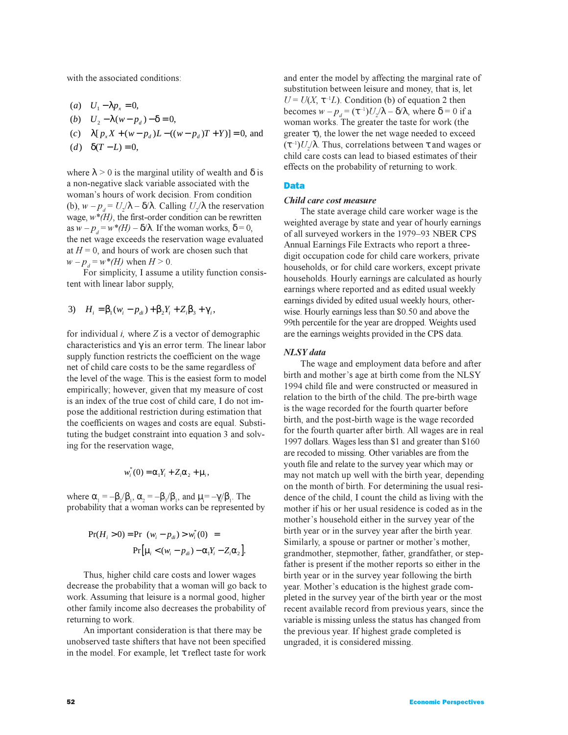with the associated conditions:

$$
\begin{aligned}
&(a) \quad U_1 - \lambda p_x = 0, \\
&(b) \quad U_2 - \lambda(w - p_d) - \delta = 0, \\
&(c) \quad \lambda[p_x X + (w - p_d)L - ((w - p_d)T + Y)] = 0, \text{ and} \\
&(d) \quad \delta(T - L) = 0,
\end{aligned}
$$

where $\lambda > 0$ is the marginal utility of wealth and $\delta$ is a non-negative slack variable associated with the woman's hours of work decision. From condition (b), $w - p_d = U_2/\lambda - \delta/\lambda$. Calling $U_2/\lambda$ the reservation wage, $w^*(H)$, the first-order condition can be rewritten as $w - p_d = w^*(H) - \delta/\lambda$. If the woman works, $\delta = 0$, the net wage exceeds the reservation wage evaluated at $H = 0$, and hours of work are chosen such that $w - p_d = w^*(H)$ when $H > 0$.

For simplicity, I assume a utility function consistent with linear labor supply,

$$
3) \quad H_i = \beta_1(w_i - p_{di}) + \beta_2 Y_i + Z_i\beta_3 + \gamma_i,
$$

for individual $i$, where $Z$ is a vector of demographic characteristics and $\gamma$ is an error term. The linear labor supply function restricts the coefficient on the wage net of child care costs to be the same regardless of the level of the wage. This is the easiest form to model empirically; however, given that my measure of cost is an index of the true cost of child care, I do not impose the additional restriction during estimation that the coefficients on wages and costs are equal. Substituting the budget constraint into equation 3 and solving for the reservation wage,

$$
w_i^*(0) = \alpha_1 Y_i + Z_i\alpha_2 + \mu_i,
$$

where $\alpha_1 = -\beta_2/\beta_1$, $\alpha_2 = -\beta_3/\beta_1$, and $\mu_i = -\gamma_i/\beta_1$. The probability that a woman works can be represented by

$$
\Pr(H_i > 0) = \Pr\left(w_i - p_{di}\right) > w_i^*(0) = \Pr\left[\mu_i < (w_i - p_{di}) - \alpha_1 Y_i - Z_i\alpha_2\right].
$$

Thus, higher child care costs and lower wages decrease the probability that a woman will go back to work. Assuming that leisure is a normal good, higher other family income also decreases the probability of returning to work.

An important consideration is that there may be unobserved taste shifters that have not been specified in the model. For example, let $\tau$ reflect taste for work and enter the model by affecting the marginal rate of substitution between leisure and money, that is, let $U = U(X, \tau^{-1}L)$. Condition (b) of equation 2 then becomes $w - p_d = (\tau^{-1})U_2/\lambda - \delta/\lambda$, where $\delta = 0$ if a woman works. The greater the taste for work (the greater $\tau$), the lower the net wage needed to exceed $(\tau^{-1})U_2/\lambda$. Thus, correlations between $\tau$ and wages or child care costs can lead to biased estimates of their effects on the probability of returning to work.

## Data

### *Child care cost measure*

The state average child care worker wage is the weighted average by state and year of hourly earnings of all surveyed workers in the 1979–93 NBER CPS Annual Earnings File Extracts who report a three-digit occupation code for child care workers, private households, or for child care workers, except private households. Hourly earnings are calculated as hourly earnings where reported and as edited usual weekly earnings divided by edited usual weekly hours, otherwise. Hourly earnings less than \$0.50 and above the 99th percentile for the year are dropped. Weights used are the earnings weights provided in the CPS data.

### *NLSY data*

The wage and employment data before and after birth and mother's age at birth come from the NLSY 1994 child file and were constructed or measured in relation to the birth of the child. The pre-birth wage is the wage recorded for the fourth quarter before birth, and the post-birth wage is the wage recorded for the fourth quarter after birth. All wages are in real 1997 dollars. Wages less than \$1 and greater than \$160 are recoded to missing. Other variables are from the youth file and relate to the survey year which may or may not match up well with the birth year, depending on the month of birth. For determining the usual residence of the child, I count the child as living with the mother if his or her usual residence is coded as in the mother's household either in the survey year of the birth year or in the survey year after the birth year. Similarly, a spouse or partner or mother's mother, grandmother, stepmother, father, grandfather, or stepfather is present if the mother reports so either in the birth year or in the survey year following the birth year. Mother's education is the highest grade completed in the survey year of the birth year or the most recent available record from previous years, since the variable is missing unless the status has changed from the previous year. If highest grade completed is ungraded, it is considered missing.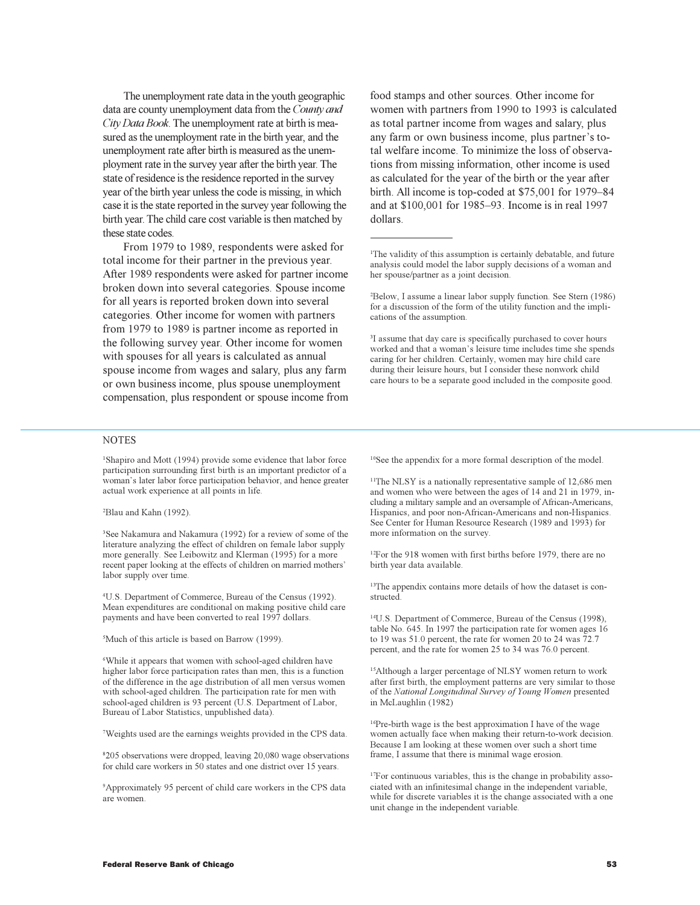The unemployment rate data in the youth geographic data are county unemployment data from the *County and City Data Book*. The unemployment rate at birth is measured as the unemployment rate in the birth year, and the unemployment rate after birth is measured as the unemployment rate in the survey year after the birth year. The state of residence is the residence reported in the survey year of the birth year unless the code is missing, in which case it is the state reported in the survey year following the birth year. The child care cost variable is then matched by these state codes.

From 1979 to 1989, respondents were asked for total income for their partner in the previous year. After 1989 respondents were asked for partner income broken down into several categories. Spouse income for all years is reported broken down into several categories. Other income for women with partners from 1979 to 1989 is partner income as reported in the following survey year. Other income for women with spouses for all years is calculated as annual spouse income from wages and salary, plus any farm or own business income, plus spouse unemployment compensation, plus respondent or spouse income from food stamps and other sources. Other income for women with partners from 1990 to 1993 is calculated as total partner income from wages and salary, plus any farm or own business income, plus partner's total welfare income. To minimize the loss of observations from missing information, other income is used as calculated for the year of the birth or the year after birth. All income is top-coded at $75,001 for 1979–84 and at $100,001 for 1985–93. Income is in real 1997 dollars.

---

[1]The validity of this assumption is certainly debatable, and future analysis could model the labor supply decisions of a woman and her spouse/partner as a joint decision.

[2]Below, I assume a linear labor supply function. See Stern (1986) for a discussion of the form of the utility function and the implications of the assumption.

[3]I assume that day care is specifically purchased to cover hours worked and that a woman's leisure time includes time she spends caring for her children. Certainly, women may hire child care during their leisure hours, but I consider these nonwork child care hours to be a separate good included in the composite good.

## NOTES

[1]Shapiro and Mott (1994) provide some evidence that labor force participation surrounding first birth is an important predictor of a woman's later labor force participation behavior, and hence greater actual work experience at all points in life.

[2]Blau and Kahn (1992).

[3]See Nakamura and Nakamura (1992) for a review of some of the literature analyzing the effect of children on female labor supply more generally. See Leibowitz and Klerman (1995) for a more recent paper looking at the effects of children on married mothers' labor supply over time.

[4]U.S. Department of Commerce, Bureau of the Census (1992). Mean expenditures are conditional on making positive child care payments and have been converted to real 1997 dollars.

[5]Much of this article is based on Barrow (1999).

[6]While it appears that women with school-aged children have higher labor force participation rates than men, this is a function of the difference in the age distribution of all men versus women with school-aged children. The participation rate for men with school-aged children is 93 percent (U.S. Department of Labor, Bureau of Labor Statistics, unpublished data).

[7]Weights used are the earnings weights provided in the CPS data.

[8]205 observations were dropped, leaving 20,080 wage observations for child care workers in 50 states and one district over 15 years.

[9]Approximately 95 percent of child care workers in the CPS data are women.

[10]See the appendix for a more formal description of the model.

[11]The NLSY is a nationally representative sample of 12,686 men and women who were between the ages of 14 and 21 in 1979, including a military sample and an oversample of African-Americans, Hispanics, and poor non-African-Americans and non-Hispanics. See Center for Human Resource Research (1989 and 1993) for more information on the survey.

[12]For the 918 women with first births before 1979, there are no birth year data available.

[13]The appendix contains more details of how the dataset is constructed.

[14]U.S. Department of Commerce, Bureau of the Census (1998), table No. 645. In 1997 the participation rate for women ages 16 to 19 was 51.0 percent, the rate for women 20 to 24 was 72.7 percent, and the rate for women 25 to 34 was 76.0 percent.

[15]Although a larger percentage of NLSY women return to work after first birth, the employment patterns are very similar to those of the *National Longitudinal Survey of Young Women* presented in McLaughlin (1982)

[16]Pre-birth wage is the best approximation I have of the wage women actually face when making their return-to-work decision. Because I am looking at these women over such a short time frame, I assume that there is minimal wage erosion.

[17]For continuous variables, this is the change in probability associated with an infinitesimal change in the independent variable, while for discrete variables it is the change associated with a one unit change in the independent variable.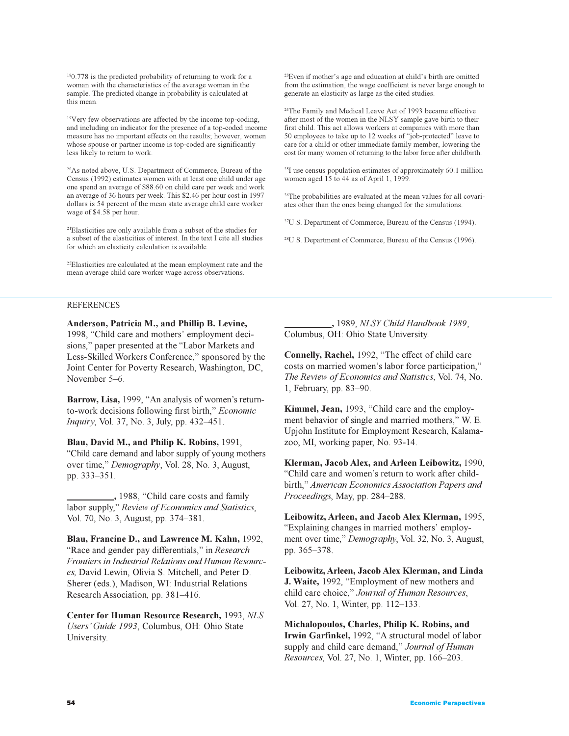[18]0.778 is the predicted probability of returning to work for a woman with the characteristics of the average woman in the sample. The predicted change in probability is calculated at this mean.

[19]Very few observations are affected by the income top-coding, and including an indicator for the presence of a top-coded income measure has no important effects on the results; however, women whose spouse or partner income is top-coded are significantly less likely to return to work.

[20]As noted above, U.S. Department of Commerce, Bureau of the Census (1992) estimates women with at least one child under age one spend an average of $88.60 on child care per week and work an average of 36 hours per week. This $2.46 per hour cost in 1997 dollars is 54 percent of the mean state average child care worker wage of $4.58 per hour.

[21]Elasticities are only available from a subset of the studies for a subset of the elasticities of interest. In the text I cite all studies for which an elasticity calculation is available.

[22]Elasticities are calculated at the mean employment rate and the mean average child care worker wage across observations.

[23]Even if mother's age and education at child's birth are omitted from the estimation, the wage coefficient is never large enough to generate an elasticity as large as the cited studies.

[24]The Family and Medical Leave Act of 1993 became effective after most of the women in the NLSY sample gave birth to their first child. This act allows workers at companies with more than 50 employees to take up to 12 weeks of "job-protected" leave to care for a child or other immediate family member, lowering the cost for many women of returning to the labor force after childbirth.

[25]I use census population estimates of approximately 60.1 million women aged 15 to 44 as of April 1, 1999.

[26]The probabilities are evaluated at the mean values for all covariates other than the ones being changed for the simulations.

[27]U.S. Department of Commerce, Bureau of the Census (1994).

[28]U.S. Department of Commerce, Bureau of the Census (1996).

## REFERENCES

**Anderson, Patricia M., and Phillip B. Levine,** 1998, "Child care and mothers' employment decisions," paper presented at the "Labor Markets and Less-Skilled Workers Conference," sponsored by the Joint Center for Poverty Research, Washington, DC, November 5–6.

**Barrow, Lisa,** 1999, "An analysis of women's return-to-work decisions following first birth," *Economic Inquiry*, Vol. 37, No. 3, July, pp. 432–451.

**Blau, David M., and Philip K. Robins,** 1991, "Child care demand and labor supply of young mothers over time," *Demography*, Vol. 28, No. 3, August, pp. 333–351.

**__________,** 1988, "Child care costs and family labor supply," *Review of Economics and Statistics*, Vol. 70, No. 3, August, pp. 374–381.

**Blau, Francine D., and Lawrence M. Kahn,** 1992, "Race and gender pay differentials," in *Research Frontiers in Industrial Relations and Human Resources,* David Lewin, Olivia S. Mitchell, and Peter D. Sherer (eds.), Madison, WI: Industrial Relations Research Association, pp. 381–416.

**Center for Human Resource Research,** 1993, *NLS Users' Guide 1993*, Columbus, OH: Ohio State University.

**__________,** 1989, *NLSY Child Handbook 1989*, Columbus, OH: Ohio State University.

**Connelly, Rachel,** 1992, "The effect of child care costs on married women's labor force participation," *The Review of Economics and Statistics*, Vol. 74, No. 1, February, pp. 83–90.

**Kimmel, Jean,** 1993, "Child care and the employment behavior of single and married mothers," W. E. Upjohn Institute for Employment Research, Kalamazoo, MI, working paper, No. 93-14.

**Klerman, Jacob Alex, and Arleen Leibowitz,** 1990, "Child care and women's return to work after childbirth," *American Economics Association Papers and Proceedings*, May, pp. 284–288.

**Leibowitz, Arleen, and Jacob Alex Klerman,** 1995, "Explaining changes in married mothers' employment over time," *Demography*, Vol. 32, No. 3, August, pp. 365–378.

**Leibowitz, Arleen, Jacob Alex Klerman, and Linda J. Waite,** 1992, "Employment of new mothers and child care choice," *Journal of Human Resources*, Vol. 27, No. 1, Winter, pp. 112–133.

**Michalopoulos, Charles, Philip K. Robins, and Irwin Garfinkel,** 1992, "A structural model of labor supply and child care demand," *Journal of Human Resources*, Vol. 27, No. 1, Winter, pp. 166–203.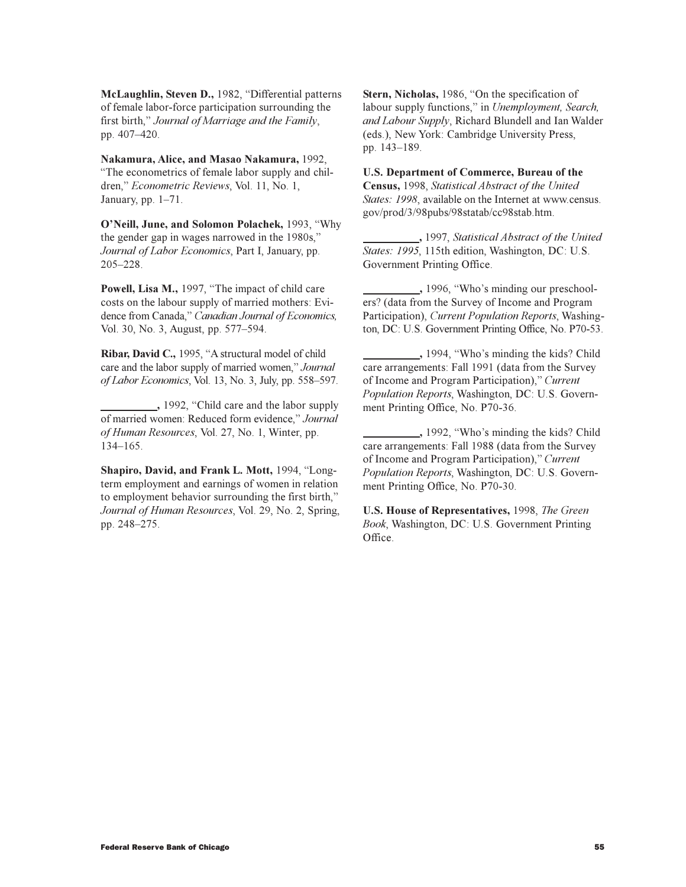**McLaughlin, Steven D.,** 1982, "Differential patterns of female labor-force participation surrounding the first birth," *Journal of Marriage and the Family*, pp. 407–420.

**Nakamura, Alice, and Masao Nakamura,** 1992, "The econometrics of female labor supply and children," *Econometric Reviews*, Vol. 11, No. 1, January, pp. 1–71.

**O'Neill, June, and Solomon Polachek,** 1993, "Why the gender gap in wages narrowed in the 1980s," *Journal of Labor Economics*, Part I, January, pp. 205–228.

**Powell, Lisa M.,** 1997, "The impact of child care costs on the labour supply of married mothers: Evidence from Canada," *Canadian Journal of Economics,* Vol. 30, No. 3, August, pp. 577–594.

**Ribar, David C.,** 1995, "A structural model of child care and the labor supply of married women," *Journal of Labor Economics*, Vol. 13, No. 3, July, pp. 558–597.

**__________,** 1992, "Child care and the labor supply of married women: Reduced form evidence," *Journal of Human Resources*, Vol. 27, No. 1, Winter, pp. 134–165.

**Shapiro, David, and Frank L. Mott,** 1994, "Long-term employment and earnings of women in relation to employment behavior surrounding the first birth," *Journal of Human Resources*, Vol. 29, No. 2, Spring, pp. 248–275.

**Stern, Nicholas,** 1986, "On the specification of labour supply functions," in *Unemployment, Search, and Labour Supply*, Richard Blundell and Ian Walder (eds.), New York: Cambridge University Press, pp. 143–189.

**U.S. Department of Commerce, Bureau of the Census,** 1998, *Statistical Abstract of the United States: 1998*, available on the Internet at www.census.gov/prod/3/98pubs/98statab/cc98stab.htm.

**__________,** 1997, *Statistical Abstract of the United States: 1995*, 115th edition, Washington, DC: U.S. Government Printing Office.

**__________,** 1996, "Who's minding our preschoolers? (data from the Survey of Income and Program Participation), *Current Population Reports*, Washington, DC: U.S. Government Printing Office, No. P70-53.

**__________,** 1994, "Who's minding the kids? Child care arrangements: Fall 1991 (data from the Survey of Income and Program Participation)," *Current Population Reports*, Washington, DC: U.S. Government Printing Office, No. P70-36.

**__________,** 1992, "Who's minding the kids? Child care arrangements: Fall 1988 (data from the Survey of Income and Program Participation)," *Current Population Reports*, Washington, DC: U.S. Government Printing Office, No. P70-30.

**U.S. House of Representatives,** 1998, *The Green Book*, Washington, DC: U.S. Government Printing Office.